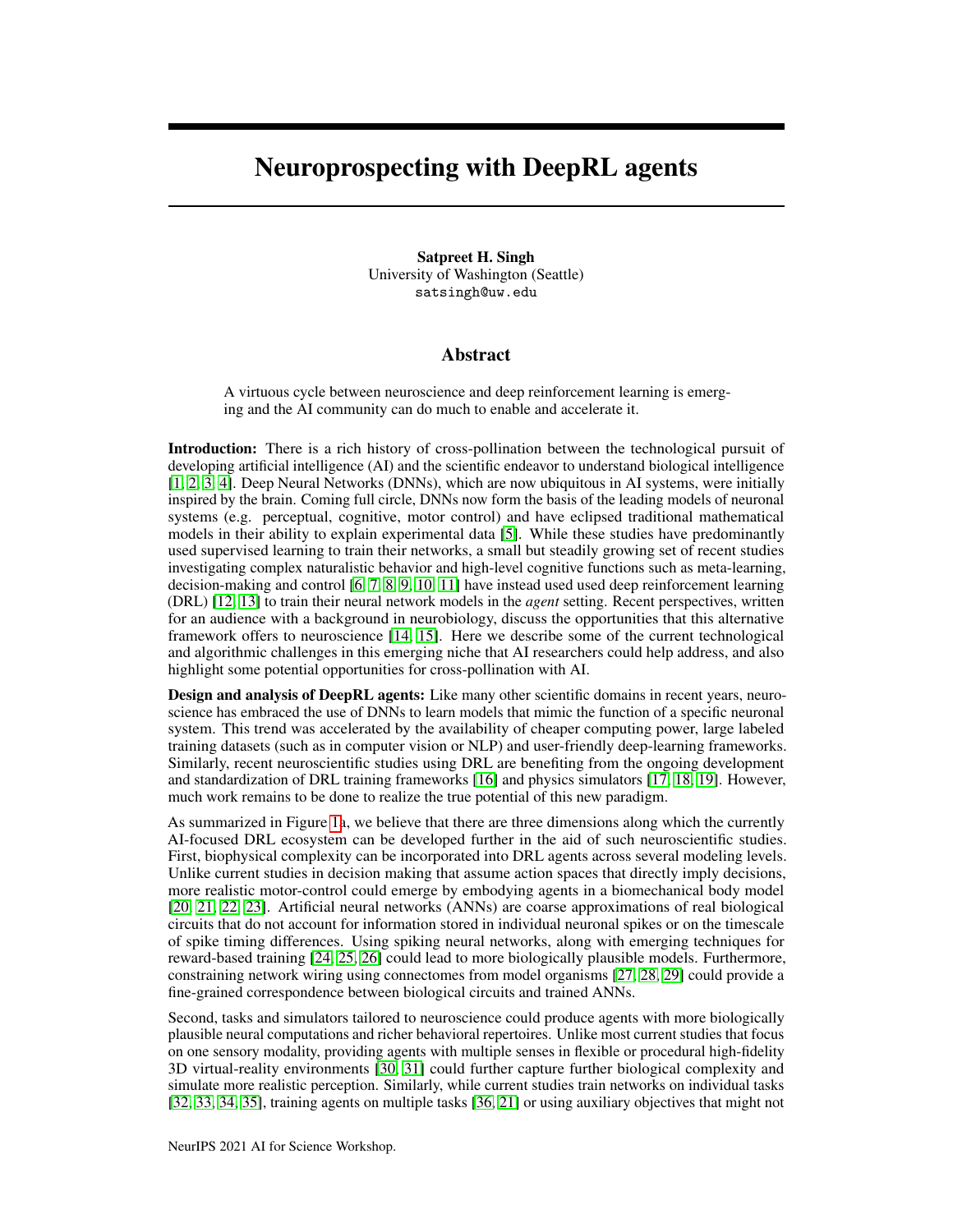# Neuroprospecting with DeepRL agents

**Satpreet H. Singh**
University of Washington (Seattle)
satsingh@uw.edu

## Abstract

A virtuous cycle between neuroscience and deep reinforcement learning is emerging and the AI community can do much to enable and accelerate it.

**Introduction:** There is a rich history of cross-pollination between the technological pursuit of developing artificial intelligence (AI) and the scientific endeavor to understand biological intelligence [1, 2, 3, 4]. Deep Neural Networks (DNNs), which are now ubiquitous in AI systems, were initially inspired by the brain. Coming full circle, DNNs now form the basis of the leading models of neuronal systems (e.g. perceptual, cognitive, motor control) and have eclipsed traditional mathematical models in their ability to explain experimental data [5]. While these studies have predominantly used supervised learning to train their networks, a small but steadily growing set of recent studies investigating complex naturalistic behavior and high-level cognitive functions such as meta-learning, decision-making and control [6, 7, 8, 9, 10, 11] have instead used used deep reinforcement learning (DRL) [12, 13] to train their neural network models in the *agent* setting. Recent perspectives, written for an audience with a background in neurobiology, discuss the opportunities that this alternative framework offers to neuroscience [14, 15]. Here we describe some of the current technological and algorithmic challenges in this emerging niche that AI researchers could help address, and also highlight some potential opportunities for cross-pollination with AI.

**Design and analysis of DeepRL agents:** Like many other scientific domains in recent years, neuroscience has embraced the use of DNNs to learn models that mimic the function of a specific neuronal system. This trend was accelerated by the availability of cheaper computing power, large labeled training datasets (such as in computer vision or NLP) and user-friendly deep-learning frameworks. Similarly, recent neuroscientific studies using DRL are benefiting from the ongoing development and standardization of DRL training frameworks [16] and physics simulators [17, 18, 19]. However, much work remains to be done to realize the true potential of this new paradigm.

As summarized in Figure 1a, we believe that there are three dimensions along which the currently AI-focused DRL ecosystem can be developed further in the aid of such neuroscientific studies. First, biophysical complexity can be incorporated into DRL agents across several modeling levels. Unlike current studies in decision making that assume action spaces that directly imply decisions, more realistic motor-control could emerge by embodying agents in a biomechanical body model [20, 21, 22, 23]. Artificial neural networks (ANNs) are coarse approximations of real biological circuits that do not account for information stored in individual neuronal spikes or on the timescale of spike timing differences. Using spiking neural networks, along with emerging techniques for reward-based training [24, 25, 26] could lead to more biologically plausible models. Furthermore, constraining network wiring using connectomes from model organisms [27, 28, 29] could provide a fine-grained correspondence between biological circuits and trained ANNs.

Second, tasks and simulators tailored to neuroscience could produce agents with more biologically plausible neural computations and richer behavioral repertoires. Unlike most current studies that focus on one sensory modality, providing agents with multiple senses in flexible or procedural high-fidelity 3D virtual-reality environments [30, 31] could further capture further biological complexity and simulate more realistic perception. Similarly, while current studies train networks on individual tasks [32, 33, 34, 35], training agents on multiple tasks [36, 21] or using auxiliary objectives that might not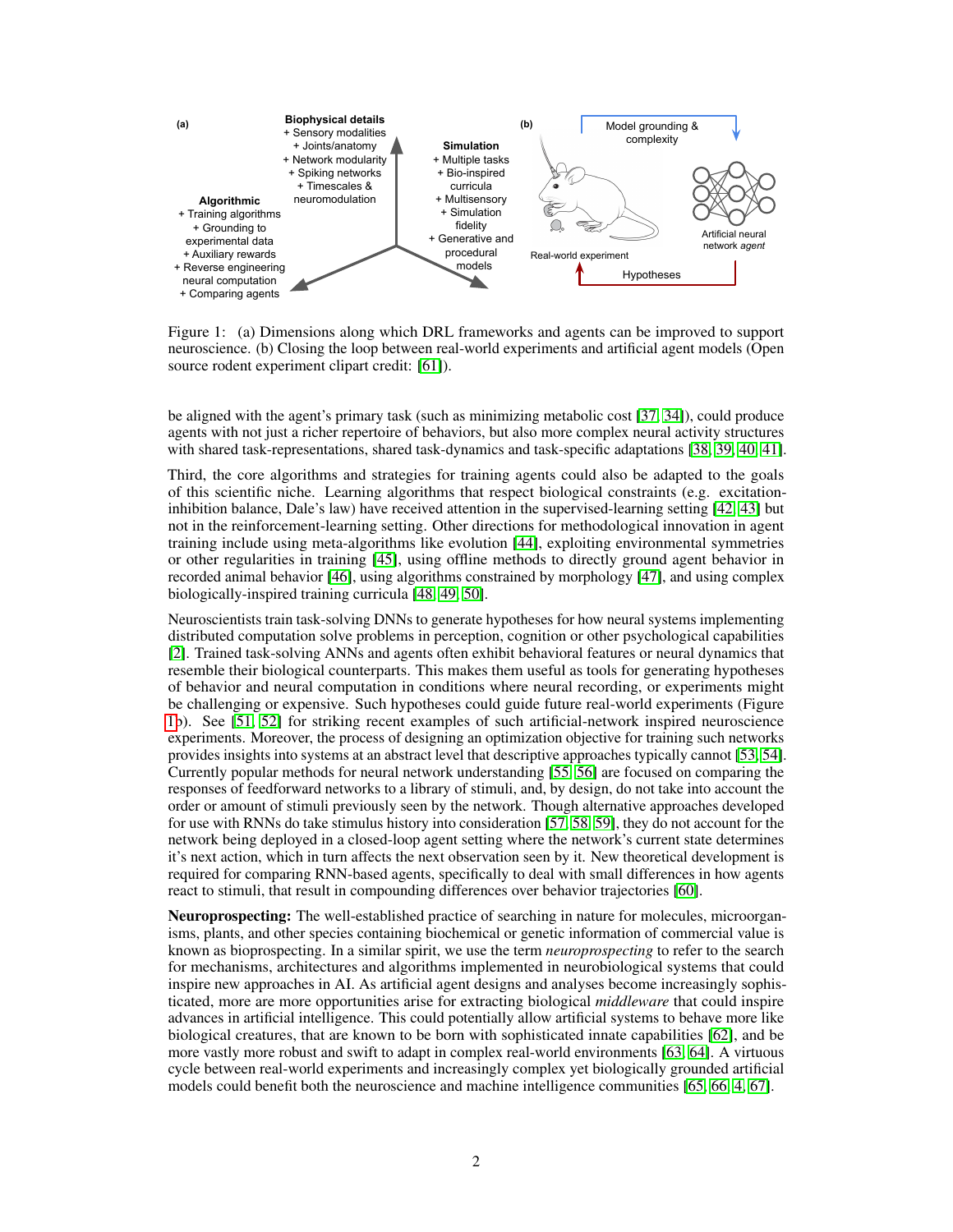**(a)**

**Biophysical details**
+ Sensory modalities
+ Joints/anatomy
+ Network modularity
+ Spiking networks
+ Timescales & neuromodulation

**Algorithmic**
+ Training algorithms
+ Grounding to experimental data
+ Auxiliary rewards
+ Reverse engineering neural computation
+ Comparing agents

**Simulation**
+ Multiple tasks
+ Bio-inspired curricula
+ Multisensory
+ Simulation fidelity
+ Generative and procedural models

**(b)**

Model grounding & complexity

Real-world experiment

Artificial neural network *agent*

Hypotheses

Figure 1: (a) Dimensions along which DRL frameworks and agents can be improved to support neuroscience. (b) Closing the loop between real-world experiments and artificial agent models (Open source rodent experiment clipart credit: [61]).

be aligned with the agent's primary task (such as minimizing metabolic cost [37, 34]), could produce agents with not just a richer repertoire of behaviors, but also more complex neural activity structures with shared task-representations, shared task-dynamics and task-specific adaptations [38, 39, 40, 41].

Third, the core algorithms and strategies for training agents could also be adapted to the goals of this scientific niche. Learning algorithms that respect biological constraints (e.g. excitation-inhibition balance, Dale's law) have received attention in the supervised-learning setting [42, 43] but not in the reinforcement-learning setting. Other directions for methodological innovation in agent training include using meta-algorithms like evolution [44], exploiting environmental symmetries or other regularities in training [45], using offline methods to directly ground agent behavior in recorded animal behavior [46], using algorithms constrained by morphology [47], and using complex biologically-inspired training curricula [48, 49, 50].

Neuroscientists train task-solving DNNs to generate hypotheses for how neural systems implementing distributed computation solve problems in perception, cognition or other psychological capabilities [2]. Trained task-solving ANNs and agents often exhibit behavioral features or neural dynamics that resemble their biological counterparts. This makes them useful as tools for generating hypotheses of behavior and neural computation in conditions where neural recording, or experiments might be challenging or expensive. Such hypotheses could guide future real-world experiments (Figure 1b). See [51, 52] for striking recent examples of such artificial-network inspired neuroscience experiments. Moreover, the process of designing an optimization objective for training such networks provides insights into systems at an abstract level that descriptive approaches typically cannot [53, 54]. Currently popular methods for neural network understanding [55, 56] are focused on comparing the responses of feedforward networks to a library of stimuli, and, by design, do not take into account the order or amount of stimuli previously seen by the network. Though alternative approaches developed for use with RNNs do take stimulus history into consideration [57, 58, 59], they do not account for the network being deployed in a closed-loop agent setting where the network's current state determines it's next action, which in turn affects the next observation seen by it. New theoretical development is required for comparing RNN-based agents, specifically to deal with small differences in how agents react to stimuli, that result in compounding differences over behavior trajectories [60].

**Neuroprospecting:** The well-established practice of searching in nature for molecules, microorganisms, plants, and other species containing biochemical or genetic information of commercial value is known as bioprospecting. In a similar spirit, we use the term *neuroprospecting* to refer to the search for mechanisms, architectures and algorithms implemented in neurobiological systems that could inspire new approaches in AI. As artificial agent designs and analyses become increasingly sophisticated, more are more opportunities arise for extracting biological *middleware* that could inspire advances in artificial intelligence. This could potentially allow artificial systems to behave more like biological creatures, that are known to be born with sophisticated innate capabilities [62], and be more vastly more robust and swift to adapt in complex real-world environments [63, 64]. A virtuous cycle between real-world experiments and increasingly complex yet biologically grounded artificial models could benefit both the neuroscience and machine intelligence communities [65, 66, 4, 67].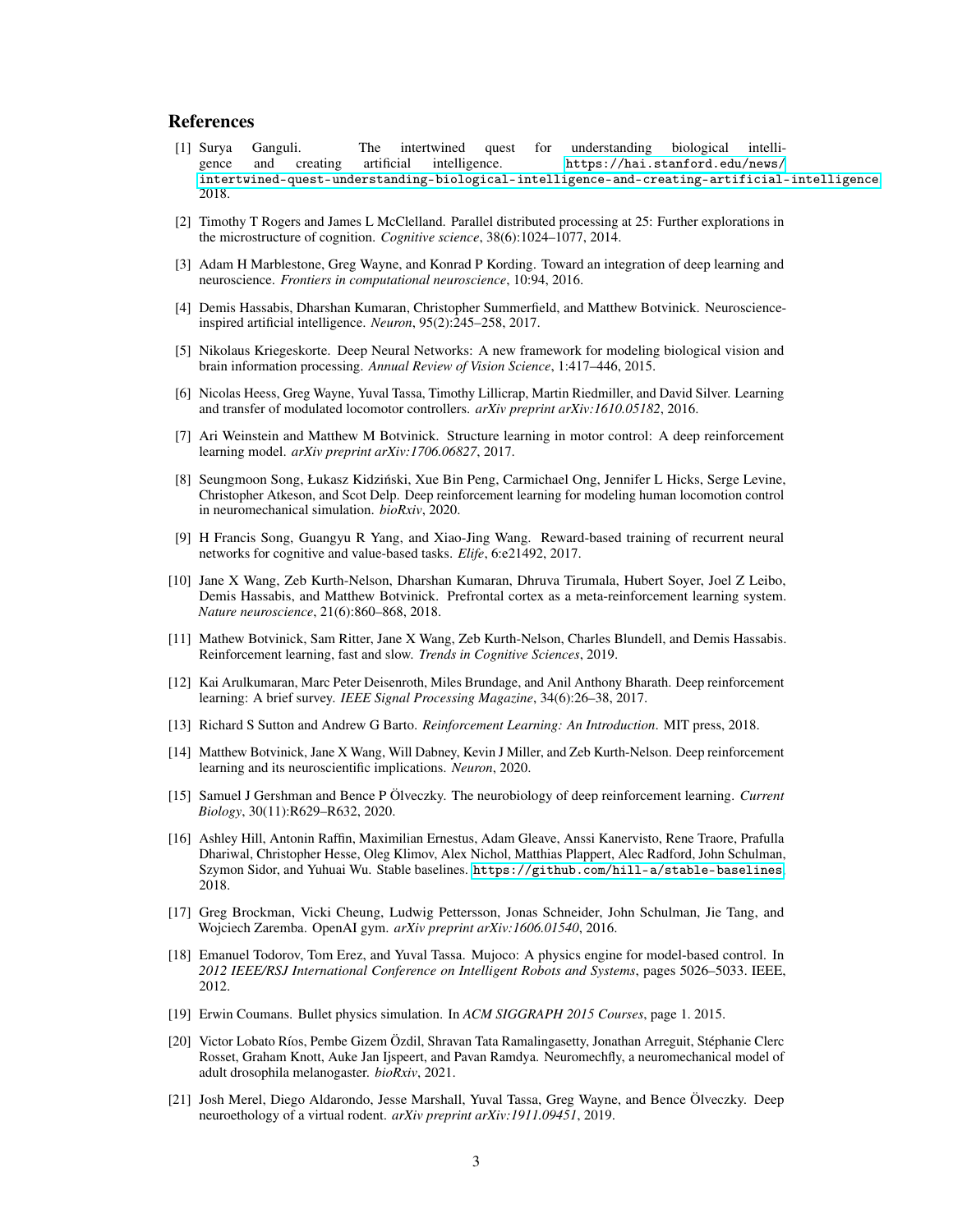## References

[1] Surya Ganguli. The intertwined quest for understanding biological intelligence and creating artificial intelligence. https://hai.stanford.edu/news/intertwined-quest-understanding-biological-intelligence-and-creating-artificial-intelligence 2018.

[2] Timothy T Rogers and James L McClelland. Parallel distributed processing at 25: Further explorations in the microstructure of cognition. *Cognitive science*, 38(6):1024–1077, 2014.

[3] Adam H Marblestone, Greg Wayne, and Konrad P Kording. Toward an integration of deep learning and neuroscience. *Frontiers in computational neuroscience*, 10:94, 2016.

[4] Demis Hassabis, Dharshan Kumaran, Christopher Summerfield, and Matthew Botvinick. Neuroscience-inspired artificial intelligence. *Neuron*, 95(2):245–258, 2017.

[5] Nikolaus Kriegeskorte. Deep Neural Networks: A new framework for modeling biological vision and brain information processing. *Annual Review of Vision Science*, 1:417–446, 2015.

[6] Nicolas Heess, Greg Wayne, Yuval Tassa, Timothy Lillicrap, Martin Riedmiller, and David Silver. Learning and transfer of modulated locomotor controllers. *arXiv preprint arXiv:1610.05182*, 2016.

[7] Ari Weinstein and Matthew M Botvinick. Structure learning in motor control: A deep reinforcement learning model. *arXiv preprint arXiv:1706.06827*, 2017.

[8] Seungmoon Song, Łukasz Kidziński, Xue Bin Peng, Carmichael Ong, Jennifer L Hicks, Serge Levine, Christopher Atkeson, and Scot Delp. Deep reinforcement learning for modeling human locomotion control in neuromechanical simulation. *bioRxiv*, 2020.

[9] H Francis Song, Guangyu R Yang, and Xiao-Jing Wang. Reward-based training of recurrent neural networks for cognitive and value-based tasks. *Elife*, 6:e21492, 2017.

[10] Jane X Wang, Zeb Kurth-Nelson, Dharshan Kumaran, Dhruva Tirumala, Hubert Soyer, Joel Z Leibo, Demis Hassabis, and Matthew Botvinick. Prefrontal cortex as a meta-reinforcement learning system. *Nature neuroscience*, 21(6):860–868, 2018.

[11] Mathew Botvinick, Sam Ritter, Jane X Wang, Zeb Kurth-Nelson, Charles Blundell, and Demis Hassabis. Reinforcement learning, fast and slow. *Trends in Cognitive Sciences*, 2019.

[12] Kai Arulkumaran, Marc Peter Deisenroth, Miles Brundage, and Anil Anthony Bharath. Deep reinforcement learning: A brief survey. *IEEE Signal Processing Magazine*, 34(6):26–38, 2017.

[13] Richard S Sutton and Andrew G Barto. *Reinforcement Learning: An Introduction*. MIT press, 2018.

[14] Matthew Botvinick, Jane X Wang, Will Dabney, Kevin J Miller, and Zeb Kurth-Nelson. Deep reinforcement learning and its neuroscientific implications. *Neuron*, 2020.

[15] Samuel J Gershman and Bence P Ölveczky. The neurobiology of deep reinforcement learning. *Current Biology*, 30(11):R629–R632, 2020.

[16] Ashley Hill, Antonin Raffin, Maximilian Ernestus, Adam Gleave, Anssi Kanervisto, Rene Traore, Prafulla Dhariwal, Christopher Hesse, Oleg Klimov, Alex Nichol, Matthias Plappert, Alec Radford, John Schulman, Szymon Sidor, and Yuhuai Wu. Stable baselines. https://github.com/hill-a/stable-baselines, 2018.

[17] Greg Brockman, Vicki Cheung, Ludwig Pettersson, Jonas Schneider, John Schulman, Jie Tang, and Wojciech Zaremba. OpenAI gym. *arXiv preprint arXiv:1606.01540*, 2016.

[18] Emanuel Todorov, Tom Erez, and Yuval Tassa. Mujoco: A physics engine for model-based control. In *2012 IEEE/RSJ International Conference on Intelligent Robots and Systems*, pages 5026–5033. IEEE, 2012.

[19] Erwin Coumans. Bullet physics simulation. In *ACM SIGGRAPH 2015 Courses*, page 1. 2015.

[20] Victor Lobato Ríos, Pembe Gizem Özdil, Shravan Tata Ramalingasetty, Jonathan Arreguit, Stéphanie Clerc Rosset, Graham Knott, Auke Jan Ijspeert, and Pavan Ramdya. Neuromechfly, a neuromechanical model of adult drosophila melanogaster. *bioRxiv*, 2021.

[21] Josh Merel, Diego Aldarondo, Jesse Marshall, Yuval Tassa, Greg Wayne, and Bence Ölveczky. Deep neuroethology of a virtual rodent. *arXiv preprint arXiv:1911.09451*, 2019.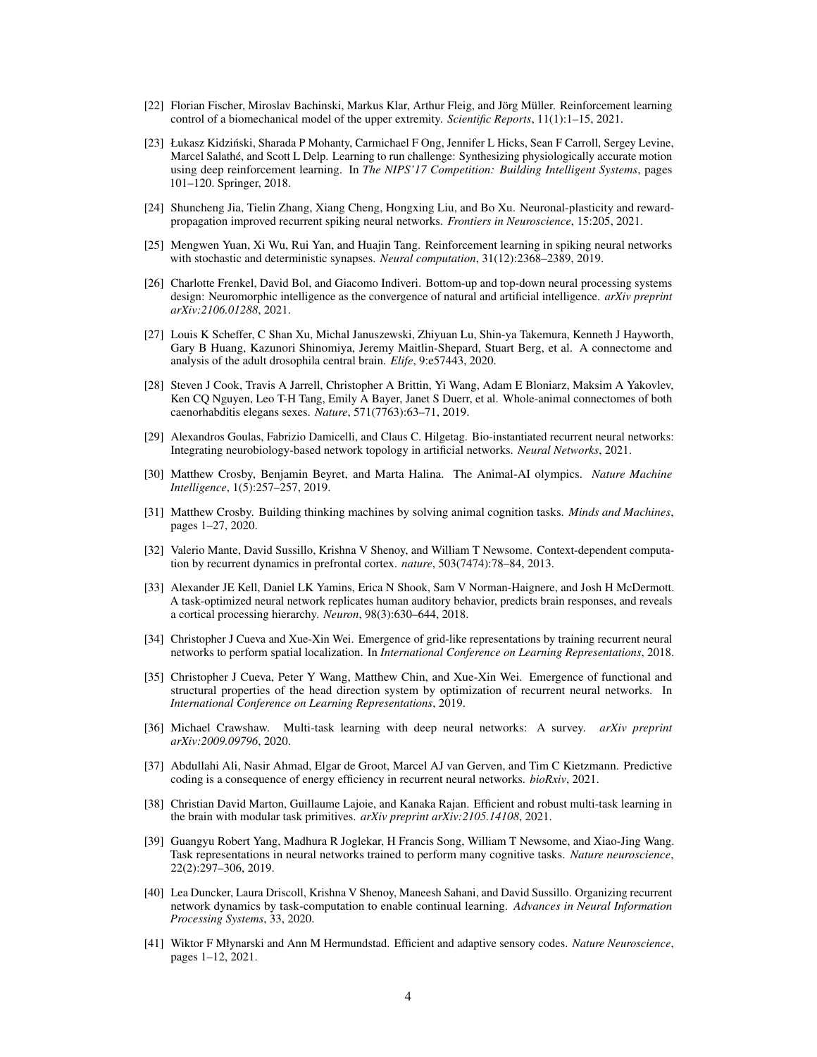[22] Florian Fischer, Miroslav Bachinski, Markus Klar, Arthur Fleig, and Jörg Müller. Reinforcement learning control of a biomechanical model of the upper extremity. *Scientific Reports*, 11(1):1–15, 2021.

[23] Łukasz Kidziński, Sharada P Mohanty, Carmichael F Ong, Jennifer L Hicks, Sean F Carroll, Sergey Levine, Marcel Salathé, and Scott L Delp. Learning to run challenge: Synthesizing physiologically accurate motion using deep reinforcement learning. In *The NIPS'17 Competition: Building Intelligent Systems*, pages 101–120. Springer, 2018.

[24] Shuncheng Jia, Tielin Zhang, Xiang Cheng, Hongxing Liu, and Bo Xu. Neuronal-plasticity and reward-propagation improved recurrent spiking neural networks. *Frontiers in Neuroscience*, 15:205, 2021.

[25] Mengwen Yuan, Xi Wu, Rui Yan, and Huajin Tang. Reinforcement learning in spiking neural networks with stochastic and deterministic synapses. *Neural computation*, 31(12):2368–2389, 2019.

[26] Charlotte Frenkel, David Bol, and Giacomo Indiveri. Bottom-up and top-down neural processing systems design: Neuromorphic intelligence as the convergence of natural and artificial intelligence. *arXiv preprint arXiv:2106.01288*, 2021.

[27] Louis K Scheffer, C Shan Xu, Michal Januszewski, Zhiyuan Lu, Shin-ya Takemura, Kenneth J Hayworth, Gary B Huang, Kazunori Shinomiya, Jeremy Maitlin-Shepard, Stuart Berg, et al. A connectome and analysis of the adult drosophila central brain. *Elife*, 9:e57443, 2020.

[28] Steven J Cook, Travis A Jarrell, Christopher A Brittin, Yi Wang, Adam E Bloniarz, Maksim A Yakovlev, Ken CQ Nguyen, Leo T-H Tang, Emily A Bayer, Janet S Duerr, et al. Whole-animal connectomes of both caenorhabditis elegans sexes. *Nature*, 571(7763):63–71, 2019.

[29] Alexandros Goulas, Fabrizio Damicelli, and Claus C. Hilgetag. Bio-instantiated recurrent neural networks: Integrating neurobiology-based network topology in artificial networks. *Neural Networks*, 2021.

[30] Matthew Crosby, Benjamin Beyret, and Marta Halina. The Animal-AI olympics. *Nature Machine Intelligence*, 1(5):257–257, 2019.

[31] Matthew Crosby. Building thinking machines by solving animal cognition tasks. *Minds and Machines*, pages 1–27, 2020.

[32] Valerio Mante, David Sussillo, Krishna V Shenoy, and William T Newsome. Context-dependent computation by recurrent dynamics in prefrontal cortex. *nature*, 503(7474):78–84, 2013.

[33] Alexander JE Kell, Daniel LK Yamins, Erica N Shook, Sam V Norman-Haignere, and Josh H McDermott. A task-optimized neural network replicates human auditory behavior, predicts brain responses, and reveals a cortical processing hierarchy. *Neuron*, 98(3):630–644, 2018.

[34] Christopher J Cueva and Xue-Xin Wei. Emergence of grid-like representations by training recurrent neural networks to perform spatial localization. In *International Conference on Learning Representations*, 2018.

[35] Christopher J Cueva, Peter Y Wang, Matthew Chin, and Xue-Xin Wei. Emergence of functional and structural properties of the head direction system by optimization of recurrent neural networks. In *International Conference on Learning Representations*, 2019.

[36] Michael Crawshaw. Multi-task learning with deep neural networks: A survey. *arXiv preprint arXiv:2009.09796*, 2020.

[37] Abdullahi Ali, Nasir Ahmad, Elgar de Groot, Marcel AJ van Gerven, and Tim C Kietzmann. Predictive coding is a consequence of energy efficiency in recurrent neural networks. *bioRxiv*, 2021.

[38] Christian David Marton, Guillaume Lajoie, and Kanaka Rajan. Efficient and robust multi-task learning in the brain with modular task primitives. *arXiv preprint arXiv:2105.14108*, 2021.

[39] Guangyu Robert Yang, Madhura R Joglekar, H Francis Song, William T Newsome, and Xiao-Jing Wang. Task representations in neural networks trained to perform many cognitive tasks. *Nature neuroscience*, 22(2):297–306, 2019.

[40] Lea Duncker, Laura Driscoll, Krishna V Shenoy, Maneesh Sahani, and David Sussillo. Organizing recurrent network dynamics by task-computation to enable continual learning. *Advances in Neural Information Processing Systems*, 33, 2020.

[41] Wiktor F Młynarski and Ann M Hermundstad. Efficient and adaptive sensory codes. *Nature Neuroscience*, pages 1–12, 2021.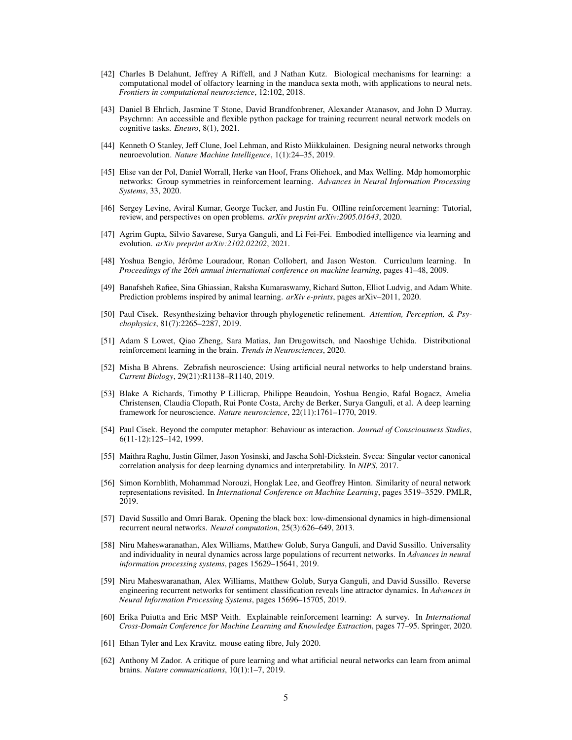[42] Charles B Delahunt, Jeffrey A Riffell, and J Nathan Kutz. Biological mechanisms for learning: a computational model of olfactory learning in the manduca sexta moth, with applications to neural nets. *Frontiers in computational neuroscience*, 12:102, 2018.

[43] Daniel B Ehrlich, Jasmine T Stone, David Brandfonbrener, Alexander Atanasov, and John D Murray. Psychrnn: An accessible and flexible python package for training recurrent neural network models on cognitive tasks. *Eneuro*, 8(1), 2021.

[44] Kenneth O Stanley, Jeff Clune, Joel Lehman, and Risto Miikkulainen. Designing neural networks through neuroevolution. *Nature Machine Intelligence*, 1(1):24–35, 2019.

[45] Elise van der Pol, Daniel Worrall, Herke van Hoof, Frans Oliehoek, and Max Welling. Mdp homomorphic networks: Group symmetries in reinforcement learning. *Advances in Neural Information Processing Systems*, 33, 2020.

[46] Sergey Levine, Aviral Kumar, George Tucker, and Justin Fu. Offline reinforcement learning: Tutorial, review, and perspectives on open problems. *arXiv preprint arXiv:2005.01643*, 2020.

[47] Agrim Gupta, Silvio Savarese, Surya Ganguli, and Li Fei-Fei. Embodied intelligence via learning and evolution. *arXiv preprint arXiv:2102.02202*, 2021.

[48] Yoshua Bengio, Jérôme Louradour, Ronan Collobert, and Jason Weston. Curriculum learning. In *Proceedings of the 26th annual international conference on machine learning*, pages 41–48, 2009.

[49] Banafsheh Rafiee, Sina Ghiassian, Raksha Kumaraswamy, Richard Sutton, Elliot Ludvig, and Adam White. Prediction problems inspired by animal learning. *arXiv e-prints*, pages arXiv–2011, 2020.

[50] Paul Cisek. Resynthesizing behavior through phylogenetic refinement. *Attention, Perception, & Psychophysics*, 81(7):2265–2287, 2019.

[51] Adam S Lowet, Qiao Zheng, Sara Matias, Jan Drugowitsch, and Naoshige Uchida. Distributional reinforcement learning in the brain. *Trends in Neurosciences*, 2020.

[52] Misha B Ahrens. Zebrafish neuroscience: Using artificial neural networks to help understand brains. *Current Biology*, 29(21):R1138–R1140, 2019.

[53] Blake A Richards, Timothy P Lillicrap, Philippe Beaudoin, Yoshua Bengio, Rafal Bogacz, Amelia Christensen, Claudia Clopath, Rui Ponte Costa, Archy de Berker, Surya Ganguli, et al. A deep learning framework for neuroscience. *Nature neuroscience*, 22(11):1761–1770, 2019.

[54] Paul Cisek. Beyond the computer metaphor: Behaviour as interaction. *Journal of Consciousness Studies*, 6(11-12):125–142, 1999.

[55] Maithra Raghu, Justin Gilmer, Jason Yosinski, and Jascha Sohl-Dickstein. Svcca: Singular vector canonical correlation analysis for deep learning dynamics and interpretability. In *NIPS*, 2017.

[56] Simon Kornblith, Mohammad Norouzi, Honglak Lee, and Geoffrey Hinton. Similarity of neural network representations revisited. In *International Conference on Machine Learning*, pages 3519–3529. PMLR, 2019.

[57] David Sussillo and Omri Barak. Opening the black box: low-dimensional dynamics in high-dimensional recurrent neural networks. *Neural computation*, 25(3):626–649, 2013.

[58] Niru Maheswaranathan, Alex Williams, Matthew Golub, Surya Ganguli, and David Sussillo. Universality and individuality in neural dynamics across large populations of recurrent networks. In *Advances in neural information processing systems*, pages 15629–15641, 2019.

[59] Niru Maheswaranathan, Alex Williams, Matthew Golub, Surya Ganguli, and David Sussillo. Reverse engineering recurrent networks for sentiment classification reveals line attractor dynamics. In *Advances in Neural Information Processing Systems*, pages 15696–15705, 2019.

[60] Erika Puiutta and Eric MSP Veith. Explainable reinforcement learning: A survey. In *International Cross-Domain Conference for Machine Learning and Knowledge Extraction*, pages 77–95. Springer, 2020.

[61] Ethan Tyler and Lex Kravitz. mouse eating fibre, July 2020.

[62] Anthony M Zador. A critique of pure learning and what artificial neural networks can learn from animal brains. *Nature communications*, 10(1):1–7, 2019.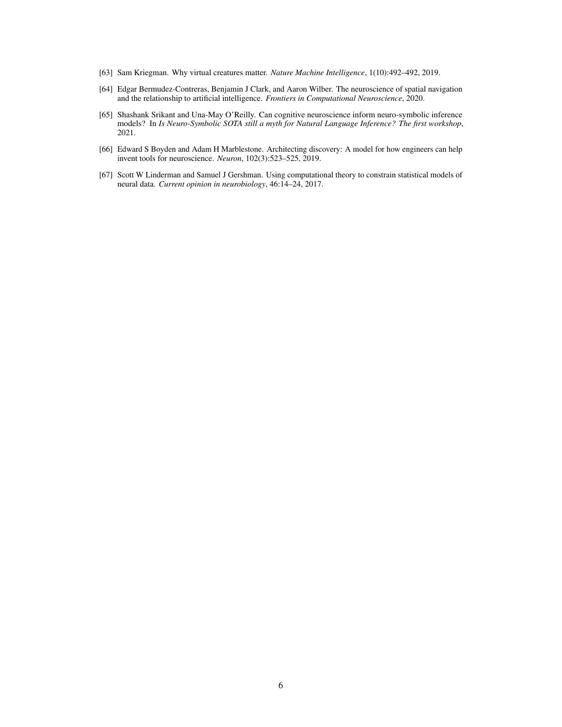[63] Sam Kriegman. Why virtual creatures matter. *Nature Machine Intelligence*, 1(10):492–492, 2019.

[64] Edgar Bermudez-Contreras, Benjamin J Clark, and Aaron Wilber. The neuroscience of spatial navigation and the relationship to artificial intelligence. *Frontiers in Computational Neuroscience*, 2020.

[65] Shashank Srikant and Una-May O'Reilly. Can cognitive neuroscience inform neuro-symbolic inference models? In *Is Neuro-Symbolic SOTA still a myth for Natural Language Inference? The first workshop*, 2021.

[66] Edward S Boyden and Adam H Marblestone. Architecting discovery: A model for how engineers can help invent tools for neuroscience. *Neuron*, 102(3):523–525, 2019.

[67] Scott W Linderman and Samuel J Gershman. Using computational theory to constrain statistical models of neural data. *Current opinion in neurobiology*, 46:14–24, 2017.